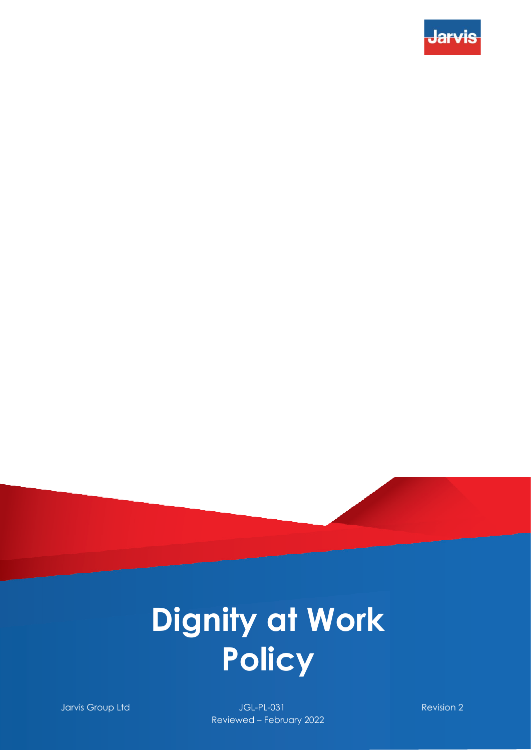Jarvis

# Dignity at Work Policy

Jarvis Group Ltd

JGL-PL-031

Reviewed – February 2022

Revision 2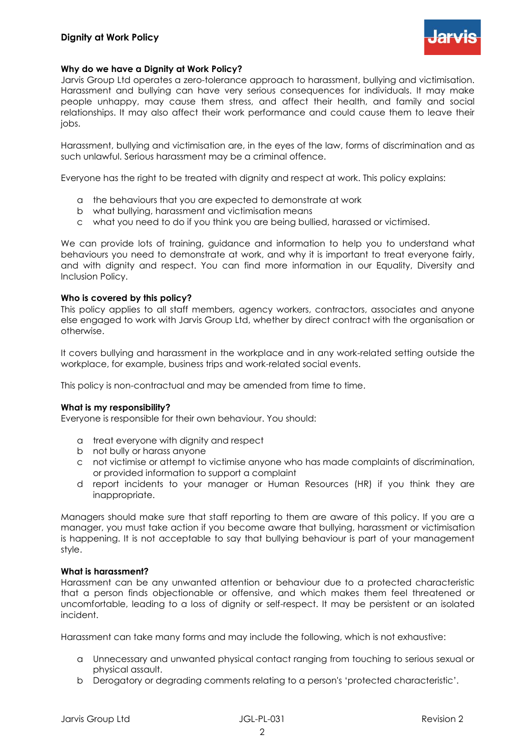### Why do we have a Dignity at Work Policy?

Jarvis Group Ltd operates a zero-tolerance approach to harassment, bullying and victimisation. Harassment and bullying can have very serious consequences for individuals. It may make people unhappy, may cause them stress, and affect their health, and family and social relationships. It may also affect their work performance and could cause them to leave their jobs.

Harassment, bullying and victimisation are, in the eyes of the law, forms of discrimination and as such unlawful. Serious harassment may be a criminal offence.

Everyone has the right to be treated with dignity and respect at work. This policy explains:

- a the behaviours that you are expected to demonstrate at work
- b what bullying, harassment and victimisation means
- c what you need to do if you think you are being bullied, harassed or victimised.

We can provide lots of training, guidance and information to help you to understand what behaviours you need to demonstrate at work, and why it is important to treat everyone fairly, and with dignity and respect. You can find more information in our Equality, Diversity and Inclusion Policy.

### Who is covered by this policy?

This policy applies to all staff members, agency workers, contractors, associates and anyone else engaged to work with Jarvis Group Ltd, whether by direct contract with the organisation or otherwise.

It covers bullying and harassment in the workplace and in any work-related setting outside the workplace, for example, business trips and work-related social events.

This policy is non-contractual and may be amended from time to time.

### What is my responsibility?

Everyone is responsible for their own behaviour. You should:

- a treat everyone with dignity and respect
- b not bully or harass anyone
- c not victimise or attempt to victimise anyone who has made complaints of discrimination, or provided information to support a complaint
- d report incidents to your manager or Human Resources (HR) if you think they are inappropriate.

Managers should make sure that staff reporting to them are aware of this policy. If you are a manager, you must take action if you become aware that bullying, harassment or victimisation is happening. It is not acceptable to say that bullying behaviour is part of your management style.

### What is harassment?

Harassment can be any unwanted attention or behaviour due to a protected characteristic that a person finds objectionable or offensive, and which makes them feel threatened or uncomfortable, leading to a loss of dignity or self-respect. It may be persistent or an isolated incident.

Harassment can take many forms and may include the following, which is not exhaustive:

- a Unnecessary and unwanted physical contact ranging from touching to serious sexual or physical assault.
- b Derogatory or degrading comments relating to a person's 'protected characteristic'.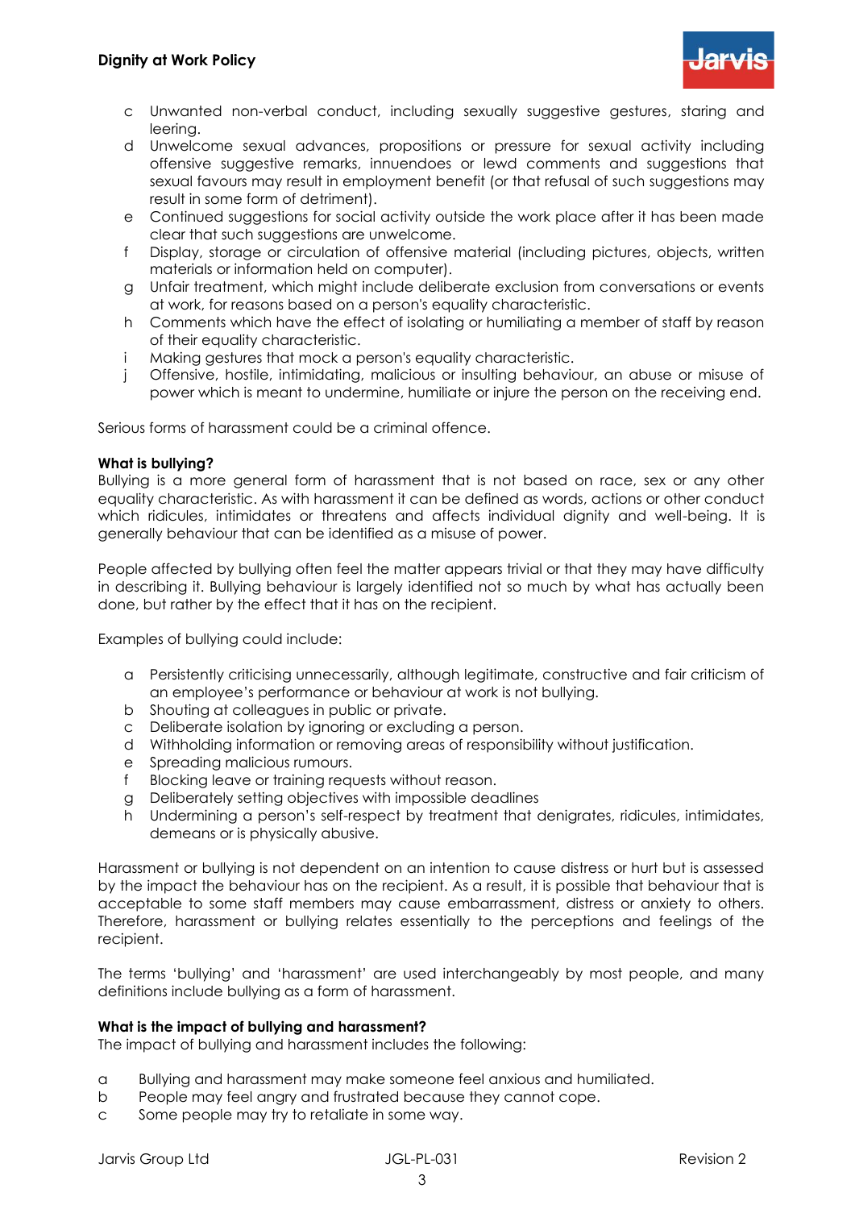c Unwanted non-verbal conduct, including sexually suggestive gestures, staring and leering.
d Unwelcome sexual advances, propositions or pressure for sexual activity including offensive suggestive remarks, innuendoes or lewd comments and suggestions that sexual favours may result in employment benefit (or that refusal of such suggestions may result in some form of detriment).
e Continued suggestions for social activity outside the work place after it has been made clear that such suggestions are unwelcome.
f Display, storage or circulation of offensive material (including pictures, objects, written materials or information held on computer).
g Unfair treatment, which might include deliberate exclusion from conversations or events at work, for reasons based on a person's equality characteristic.
h Comments which have the effect of isolating or humiliating a member of staff by reason of their equality characteristic.
i Making gestures that mock a person's equality characteristic.
j Offensive, hostile, intimidating, malicious or insulting behaviour, an abuse or misuse of power which is meant to undermine, humiliate or injure the person on the receiving end.

Serious forms of harassment could be a criminal offence.

**What is bullying?**
Bullying is a more general form of harassment that is not based on race, sex or any other equality characteristic. As with harassment it can be defined as words, actions or other conduct which ridicules, intimidates or threatens and affects individual dignity and well-being. It is generally behaviour that can be identified as a misuse of power.

People affected by bullying often feel the matter appears trivial or that they may have difficulty in describing it. Bullying behaviour is largely identified not so much by what has actually been done, but rather by the effect that it has on the recipient.

Examples of bullying could include:

a Persistently criticising unnecessarily, although legitimate, constructive and fair criticism of an employee's performance or behaviour at work is not bullying.
b Shouting at colleagues in public or private.
c Deliberate isolation by ignoring or excluding a person.
d Withholding information or removing areas of responsibility without justification.
e Spreading malicious rumours.
f Blocking leave or training requests without reason.
g Deliberately setting objectives with impossible deadlines
h Undermining a person's self-respect by treatment that denigrates, ridicules, intimidates, demeans or is physically abusive.

Harassment or bullying is not dependent on an intention to cause distress or hurt but is assessed by the impact the behaviour has on the recipient. As a result, it is possible that behaviour that is acceptable to some staff members may cause embarrassment, distress or anxiety to others. Therefore, harassment or bullying relates essentially to the perceptions and feelings of the recipient.

The terms 'bullying' and 'harassment' are used interchangeably by most people, and many definitions include bullying as a form of harassment.

**What is the impact of bullying and harassment?**
The impact of bullying and harassment includes the following:

a Bullying and harassment may make someone feel anxious and humiliated.
b People may feel angry and frustrated because they cannot cope.
c Some people may try to retaliate in some way.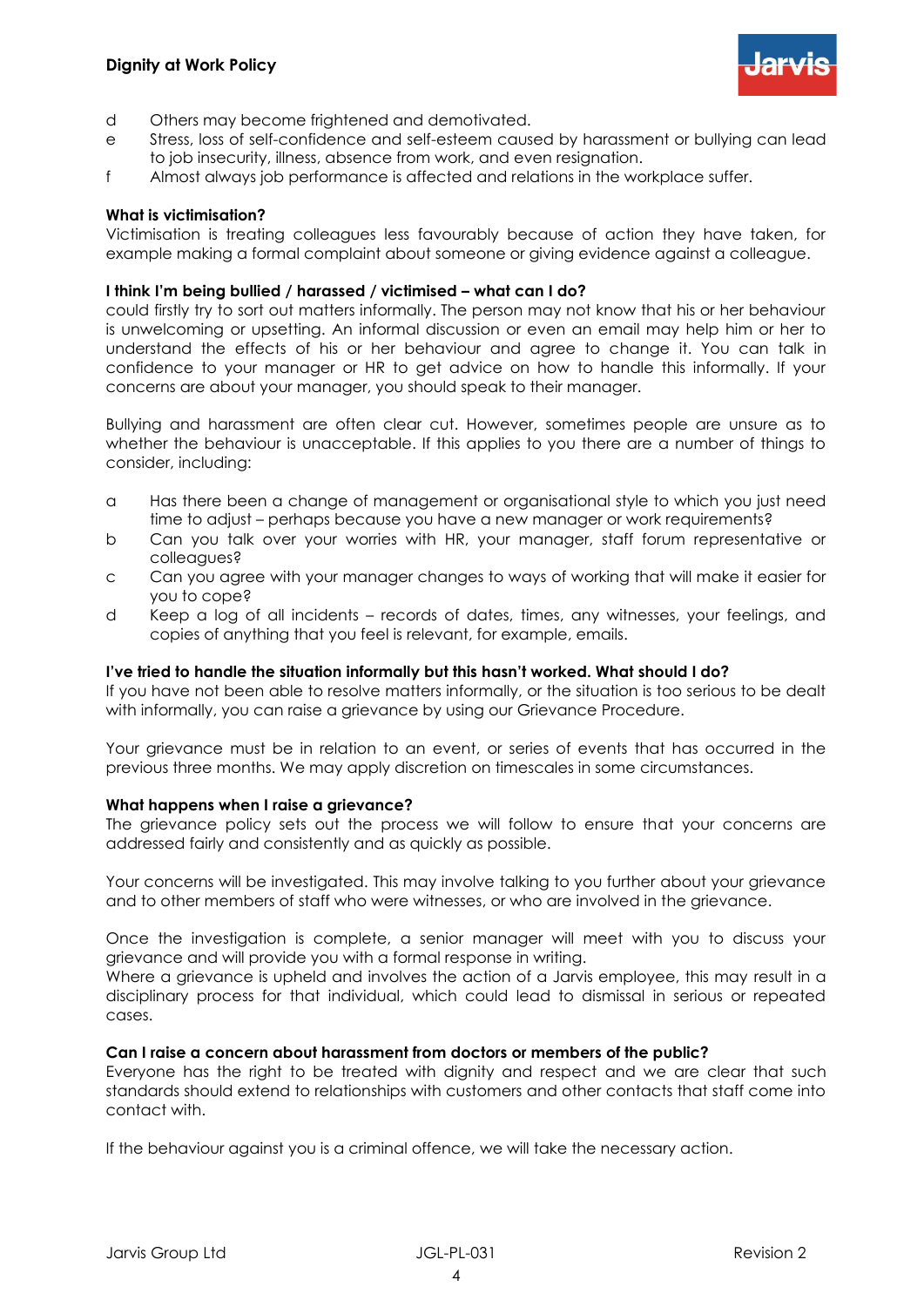d Others may become frightened and demotivated.

e Stress, loss of self-confidence and self-esteem caused by harassment or bullying can lead to job insecurity, illness, absence from work, and even resignation.

f Almost always job performance is affected and relations in the workplace suffer.

**What is victimisation?**

Victimisation is treating colleagues less favourably because of action they have taken, for example making a formal complaint about someone or giving evidence against a colleague.

**I think I'm being bullied / harassed / victimised – what can I do?**

could firstly try to sort out matters informally. The person may not know that his or her behaviour is unwelcoming or upsetting. An informal discussion or even an email may help him or her to understand the effects of his or her behaviour and agree to change it. You can talk in confidence to your manager or HR to get advice on how to handle this informally. If your concerns are about your manager, you should speak to their manager.

Bullying and harassment are often clear cut. However, sometimes people are unsure as to whether the behaviour is unacceptable. If this applies to you there are a number of things to consider, including:

a Has there been a change of management or organisational style to which you just need time to adjust – perhaps because you have a new manager or work requirements?

b Can you talk over your worries with HR, your manager, staff forum representative or colleagues?

c Can you agree with your manager changes to ways of working that will make it easier for you to cope?

d Keep a log of all incidents – records of dates, times, any witnesses, your feelings, and copies of anything that you feel is relevant, for example, emails.

**I've tried to handle the situation informally but this hasn't worked. What should I do?**

If you have not been able to resolve matters informally, or the situation is too serious to be dealt with informally, you can raise a grievance by using our Grievance Procedure.

Your grievance must be in relation to an event, or series of events that has occurred in the previous three months. We may apply discretion on timescales in some circumstances.

**What happens when I raise a grievance?**

The grievance policy sets out the process we will follow to ensure that your concerns are addressed fairly and consistently and as quickly as possible.

Your concerns will be investigated. This may involve talking to you further about your grievance and to other members of staff who were witnesses, or who are involved in the grievance.

Once the investigation is complete, a senior manager will meet with you to discuss your grievance and will provide you with a formal response in writing.
Where a grievance is upheld and involves the action of a Jarvis employee, this may result in a disciplinary process for that individual, which could lead to dismissal in serious or repeated cases.

**Can I raise a concern about harassment from doctors or members of the public?**

Everyone has the right to be treated with dignity and respect and we are clear that such standards should extend to relationships with customers and other contacts that staff come into contact with.

If the behaviour against you is a criminal offence, we will take the necessary action.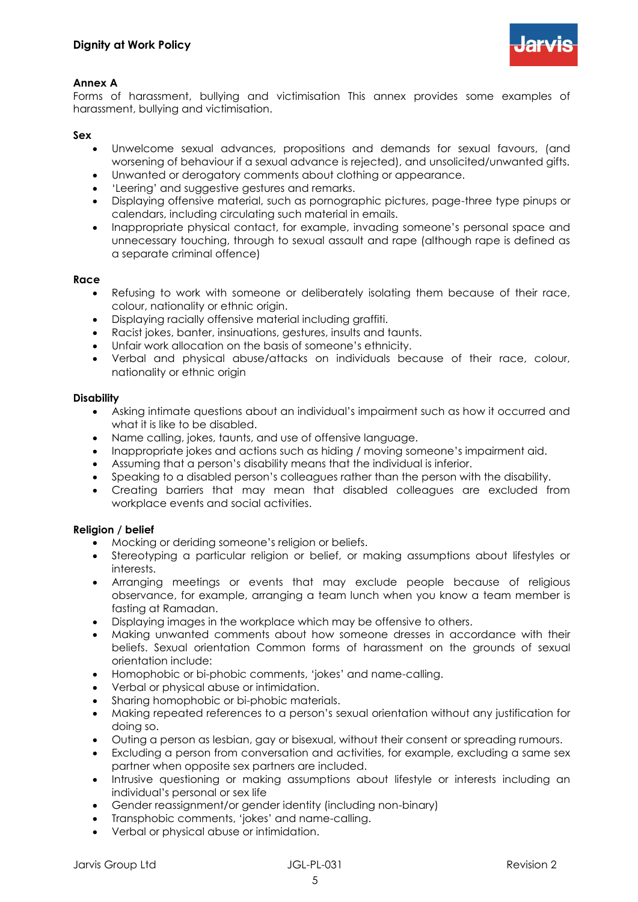## Annex A

Forms of harassment, bullying and victimisation This annex provides some examples of harassment, bullying and victimisation.

**Sex**

- Unwelcome sexual advances, propositions and demands for sexual favours, (and worsening of behaviour if a sexual advance is rejected), and unsolicited/unwanted gifts.
- Unwanted or derogatory comments about clothing or appearance.
- 'Leering' and suggestive gestures and remarks.
- Displaying offensive material, such as pornographic pictures, page-three type pinups or calendars, including circulating such material in emails.
- Inappropriate physical contact, for example, invading someone's personal space and unnecessary touching, through to sexual assault and rape (although rape is defined as a separate criminal offence)

**Race**

- Refusing to work with someone or deliberately isolating them because of their race, colour, nationality or ethnic origin.
- Displaying racially offensive material including graffiti.
- Racist jokes, banter, insinuations, gestures, insults and taunts.
- Unfair work allocation on the basis of someone's ethnicity.
- Verbal and physical abuse/attacks on individuals because of their race, colour, nationality or ethnic origin

**Disability**

- Asking intimate questions about an individual's impairment such as how it occurred and what it is like to be disabled.
- Name calling, jokes, taunts, and use of offensive language.
- Inappropriate jokes and actions such as hiding / moving someone's impairment aid.
- Assuming that a person's disability means that the individual is inferior.
- Speaking to a disabled person's colleagues rather than the person with the disability.
- Creating barriers that may mean that disabled colleagues are excluded from workplace events and social activities.

**Religion / belief**

- Mocking or deriding someone's religion or beliefs.
- Stereotyping a particular religion or belief, or making assumptions about lifestyles or interests.
- Arranging meetings or events that may exclude people because of religious observance, for example, arranging a team lunch when you know a team member is fasting at Ramadan.
- Displaying images in the workplace which may be offensive to others.
- Making unwanted comments about how someone dresses in accordance with their beliefs. Sexual orientation Common forms of harassment on the grounds of sexual orientation include:
- Homophobic or bi-phobic comments, 'jokes' and name-calling.
- Verbal or physical abuse or intimidation.
- Sharing homophobic or bi-phobic materials.
- Making repeated references to a person's sexual orientation without any justification for doing so.
- Outing a person as lesbian, gay or bisexual, without their consent or spreading rumours.
- Excluding a person from conversation and activities, for example, excluding a same sex partner when opposite sex partners are included.
- Intrusive questioning or making assumptions about lifestyle or interests including an individual's personal or sex life
- Gender reassignment/or gender identity (including non-binary)
- Transphobic comments, 'jokes' and name-calling.
- Verbal or physical abuse or intimidation.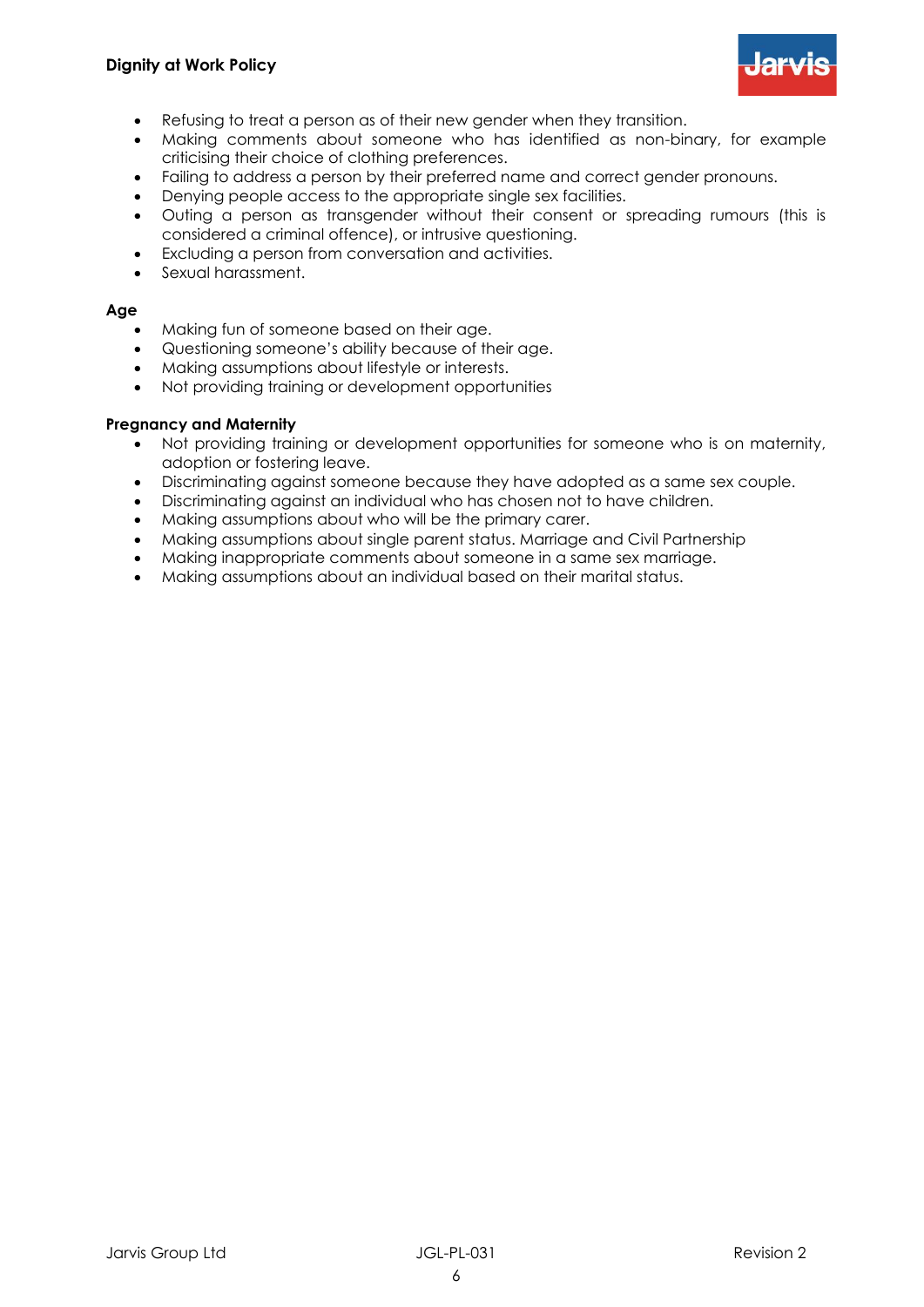- Refusing to treat a person as of their new gender when they transition.
- Making comments about someone who has identified as non-binary, for example criticising their choice of clothing preferences.
- Failing to address a person by their preferred name and correct gender pronouns.
- Denying people access to the appropriate single sex facilities.
- Outing a person as transgender without their consent or spreading rumours (this is considered a criminal offence), or intrusive questioning.
- Excluding a person from conversation and activities.
- Sexual harassment.

**Age**

- Making fun of someone based on their age.
- Questioning someone's ability because of their age.
- Making assumptions about lifestyle or interests.
- Not providing training or development opportunities

**Pregnancy and Maternity**

- Not providing training or development opportunities for someone who is on maternity, adoption or fostering leave.
- Discriminating against someone because they have adopted as a same sex couple.
- Discriminating against an individual who has chosen not to have children.
- Making assumptions about who will be the primary carer.
- Making assumptions about single parent status. Marriage and Civil Partnership
- Making inappropriate comments about someone in a same sex marriage.
- Making assumptions about an individual based on their marital status.